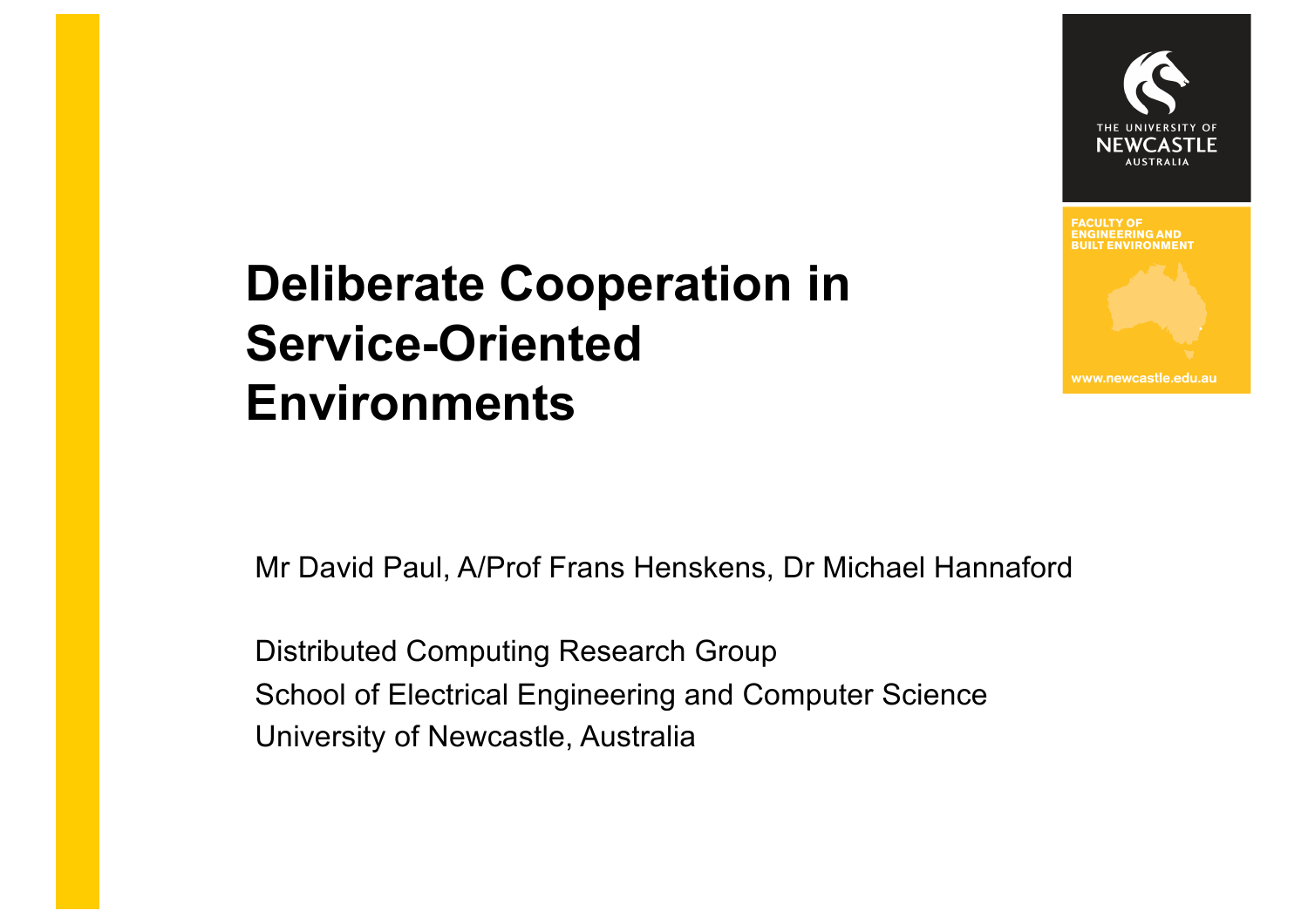# Deliberate Cooperation in Service-Oriented Environments

Mr David Paul, A/Prof Frans Henskens, Dr Michael Hannaford

Distributed Computing Research Group
School of Electrical Engineering and Computer Science
University of Newcastle, Australia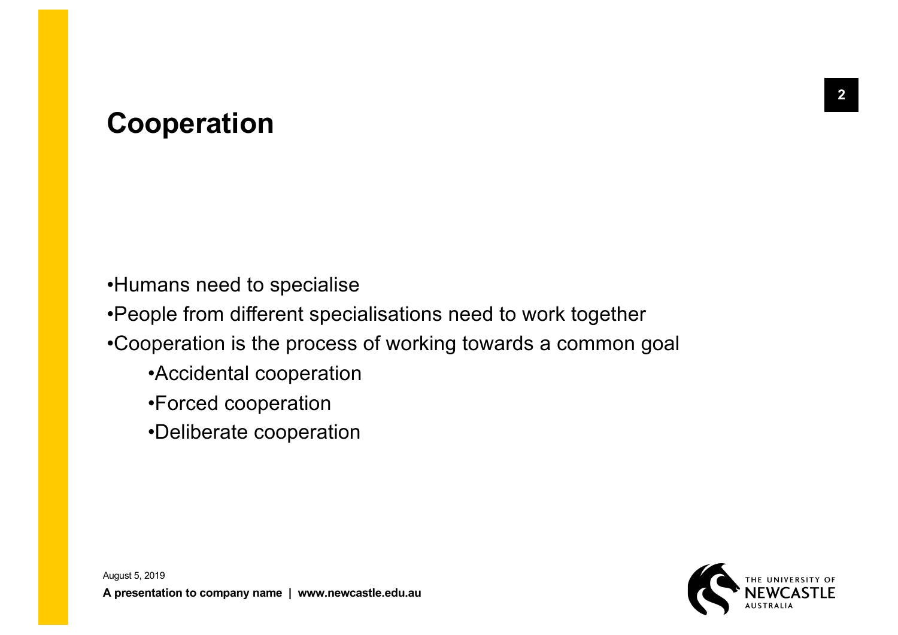# Cooperation

- Humans need to specialise
- People from different specialisations need to work together
- Cooperation is the process of working towards a common goal
  - Accidental cooperation
  - Forced cooperation
  - Deliberate cooperation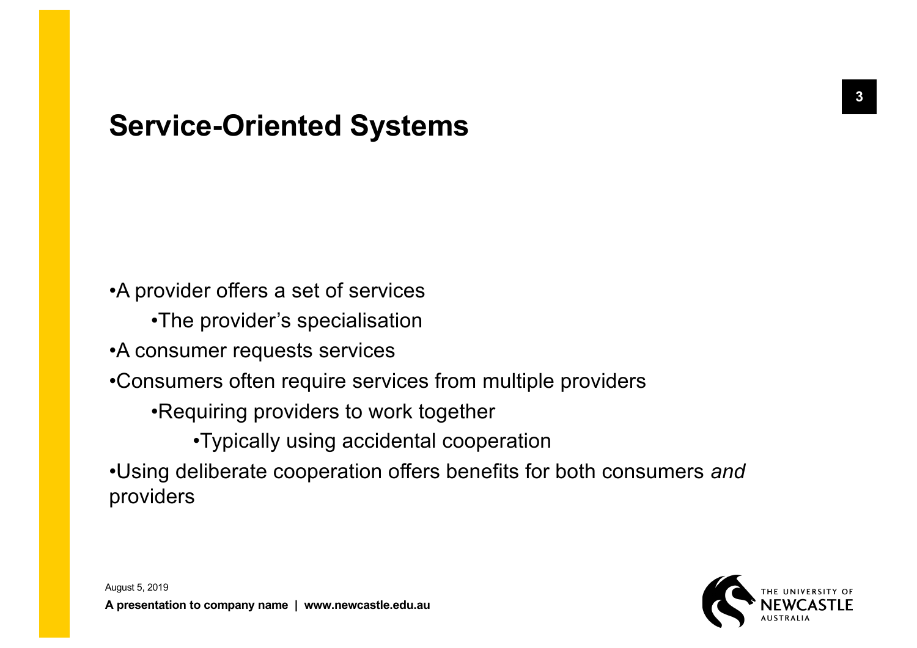# Service-Oriented Systems

- A provider offers a set of services
  - The provider's specialisation
- A consumer requests services
- Consumers often require services from multiple providers
  - Requiring providers to work together
    - Typically using accidental cooperation
- Using deliberate cooperation offers benefits for both consumers *and* providers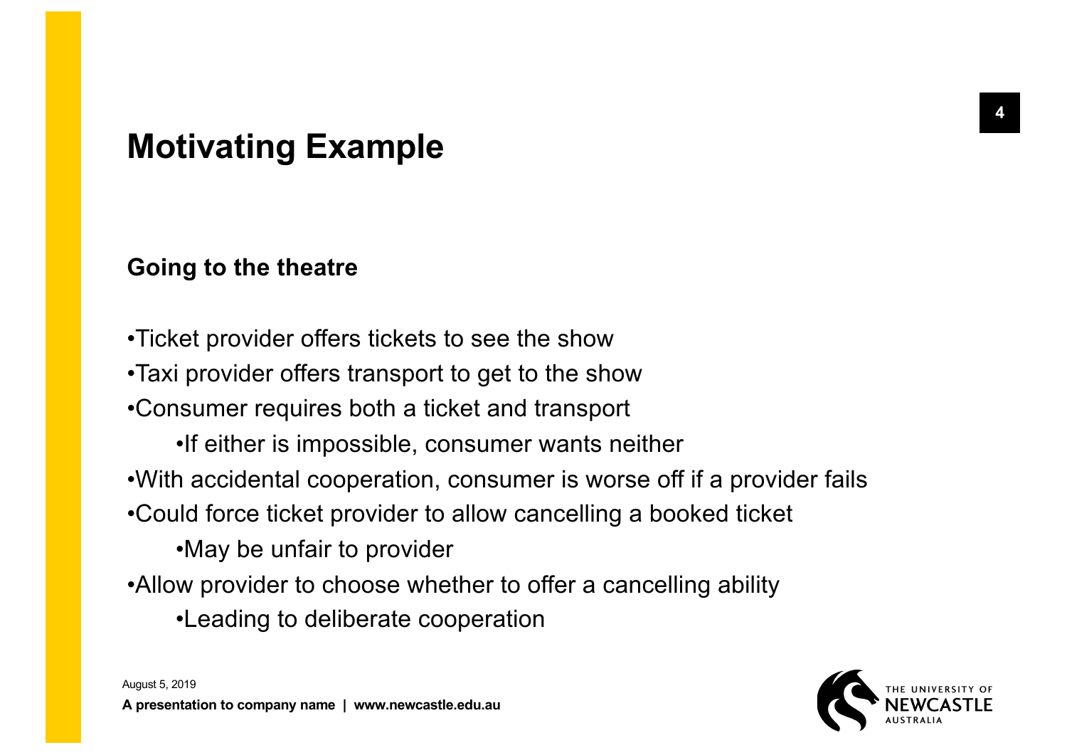# Motivating Example

**Going to the theatre**

- Ticket provider offers tickets to see the show
- Taxi provider offers transport to get to the show
- Consumer requires both a ticket and transport
    - If either is impossible, consumer wants neither
- With accidental cooperation, consumer is worse off if a provider fails
- Could force ticket provider to allow cancelling a booked ticket
    - May be unfair to provider
- Allow provider to choose whether to offer a cancelling ability
    - Leading to deliberate cooperation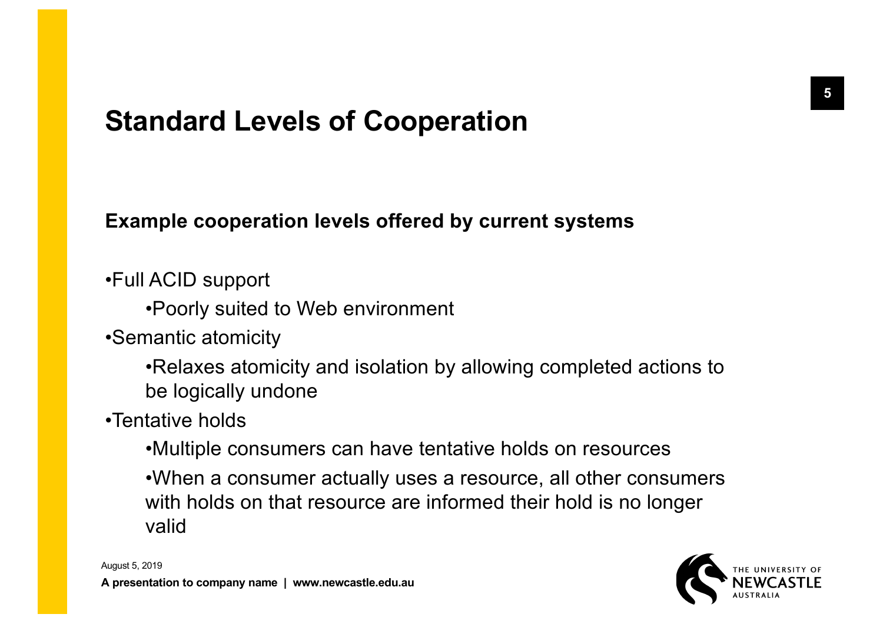# Standard Levels of Cooperation

**Example cooperation levels offered by current systems**

- Full ACID support
  - Poorly suited to Web environment
- Semantic atomicity
  - Relaxes atomicity and isolation by allowing completed actions to be logically undone
- Tentative holds
  - Multiple consumers can have tentative holds on resources
  - When a consumer actually uses a resource, all other consumers with holds on that resource are informed their hold is no longer valid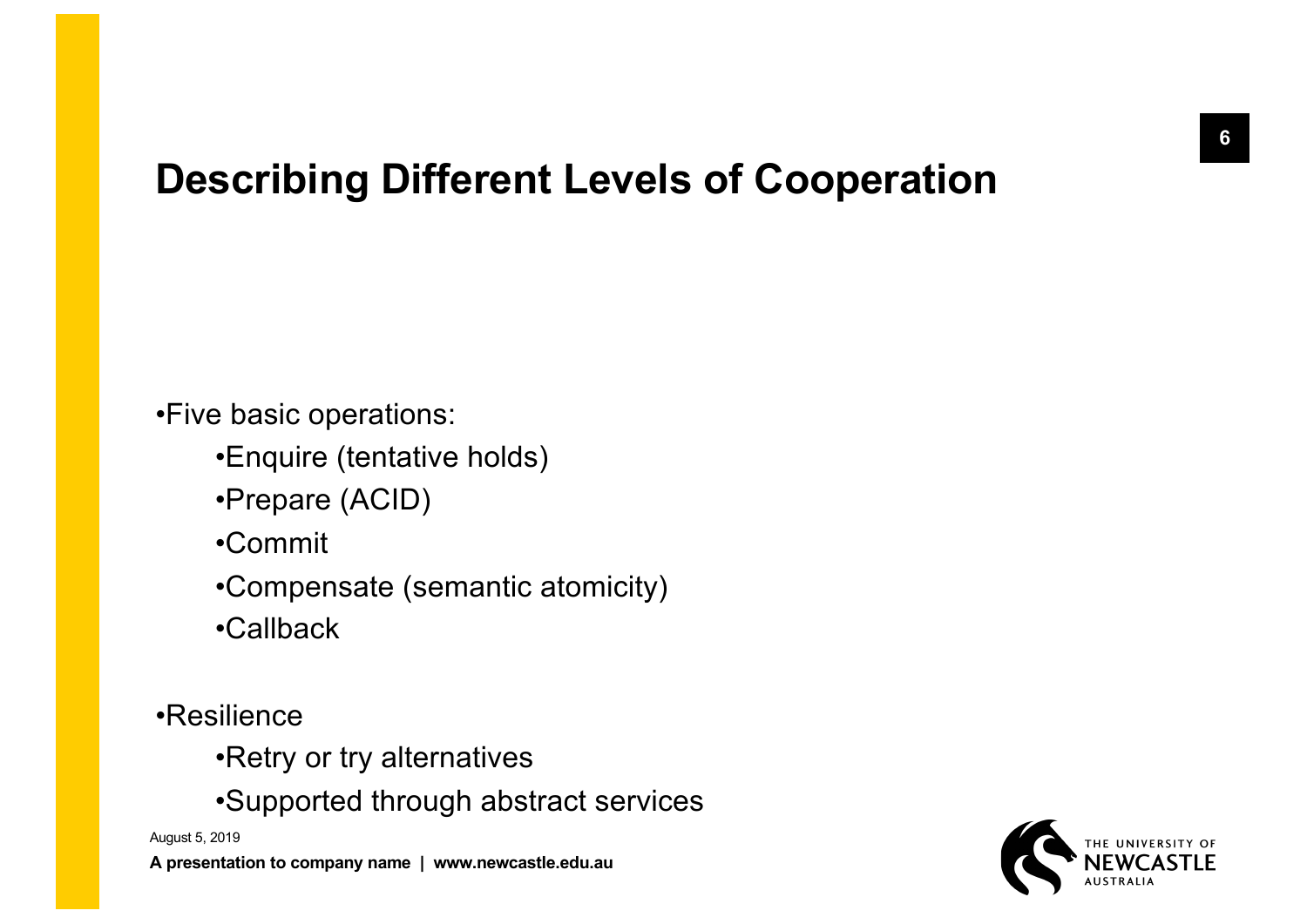# Describing Different Levels of Cooperation

- Five basic operations:
  - Enquire (tentative holds)
  - Prepare (ACID)
  - Commit
  - Compensate (semantic atomicity)
  - Callback

- Resilience
  - Retry or try alternatives
  - Supported through abstract services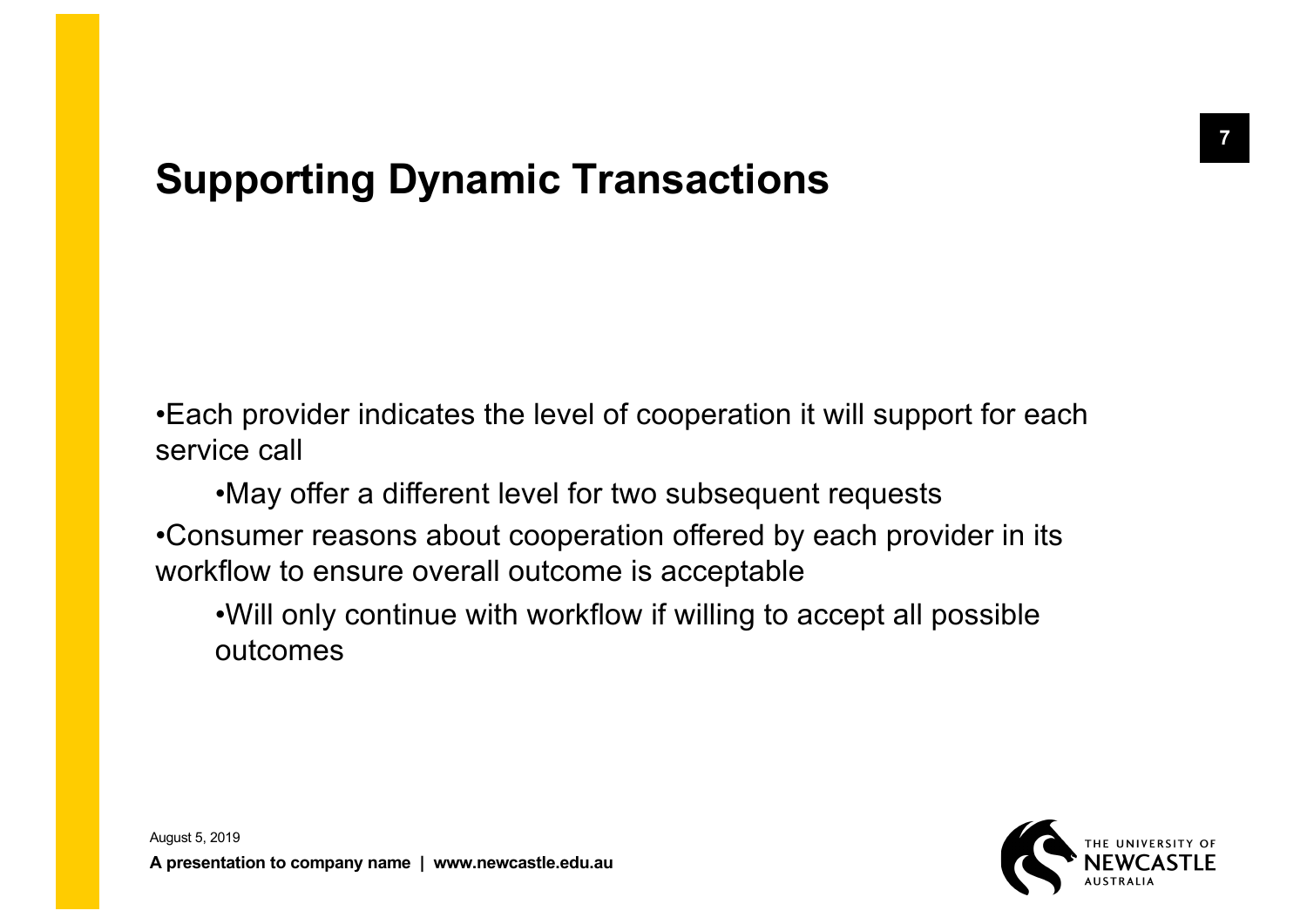# Supporting Dynamic Transactions

- Each provider indicates the level of cooperation it will support for each service call
  - May offer a different level for two subsequent requests
- Consumer reasons about cooperation offered by each provider in its workflow to ensure overall outcome is acceptable
  - Will only continue with workflow if willing to accept all possible outcomes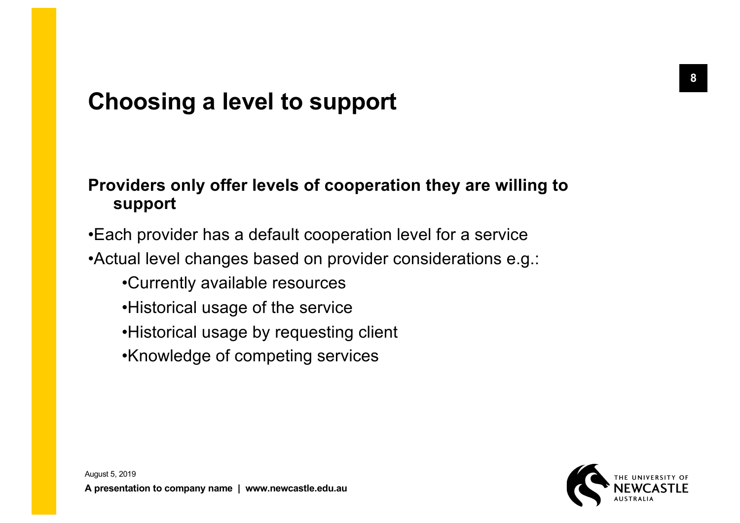# Choosing a level to support

**Providers only offer levels of cooperation they are willing to support**

- Each provider has a default cooperation level for a service
- Actual level changes based on provider considerations e.g.:
  - Currently available resources
  - Historical usage of the service
  - Historical usage by requesting client
  - Knowledge of competing services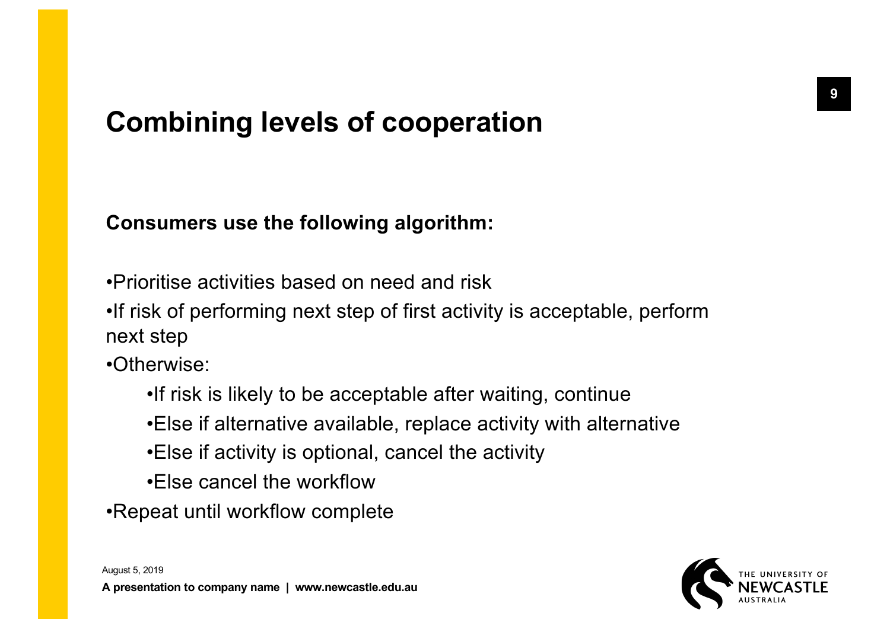# Combining levels of cooperation

**Consumers use the following algorithm:**

- Prioritise activities based on need and risk
- If risk of performing next step of first activity is acceptable, perform next step
- Otherwise:
    - If risk is likely to be acceptable after waiting, continue
    - Else if alternative available, replace activity with alternative
    - Else if activity is optional, cancel the activity
    - Else cancel the workflow
- Repeat until workflow complete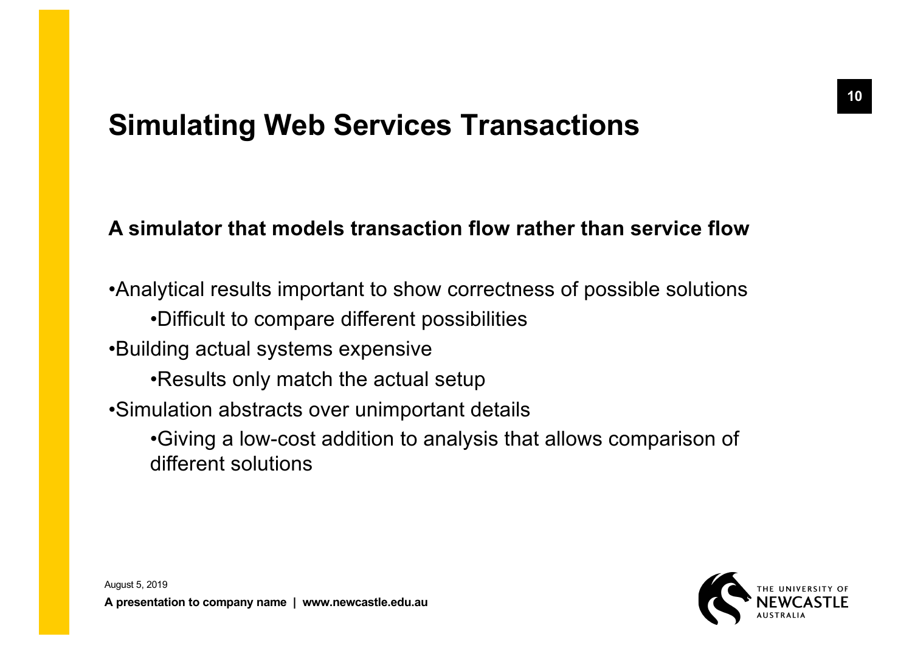# Simulating Web Services Transactions

**A simulator that models transaction flow rather than service flow**

- Analytical results important to show correctness of possible solutions
  - Difficult to compare different possibilities
- Building actual systems expensive
  - Results only match the actual setup
- Simulation abstracts over unimportant details
  - Giving a low-cost addition to analysis that allows comparison of different solutions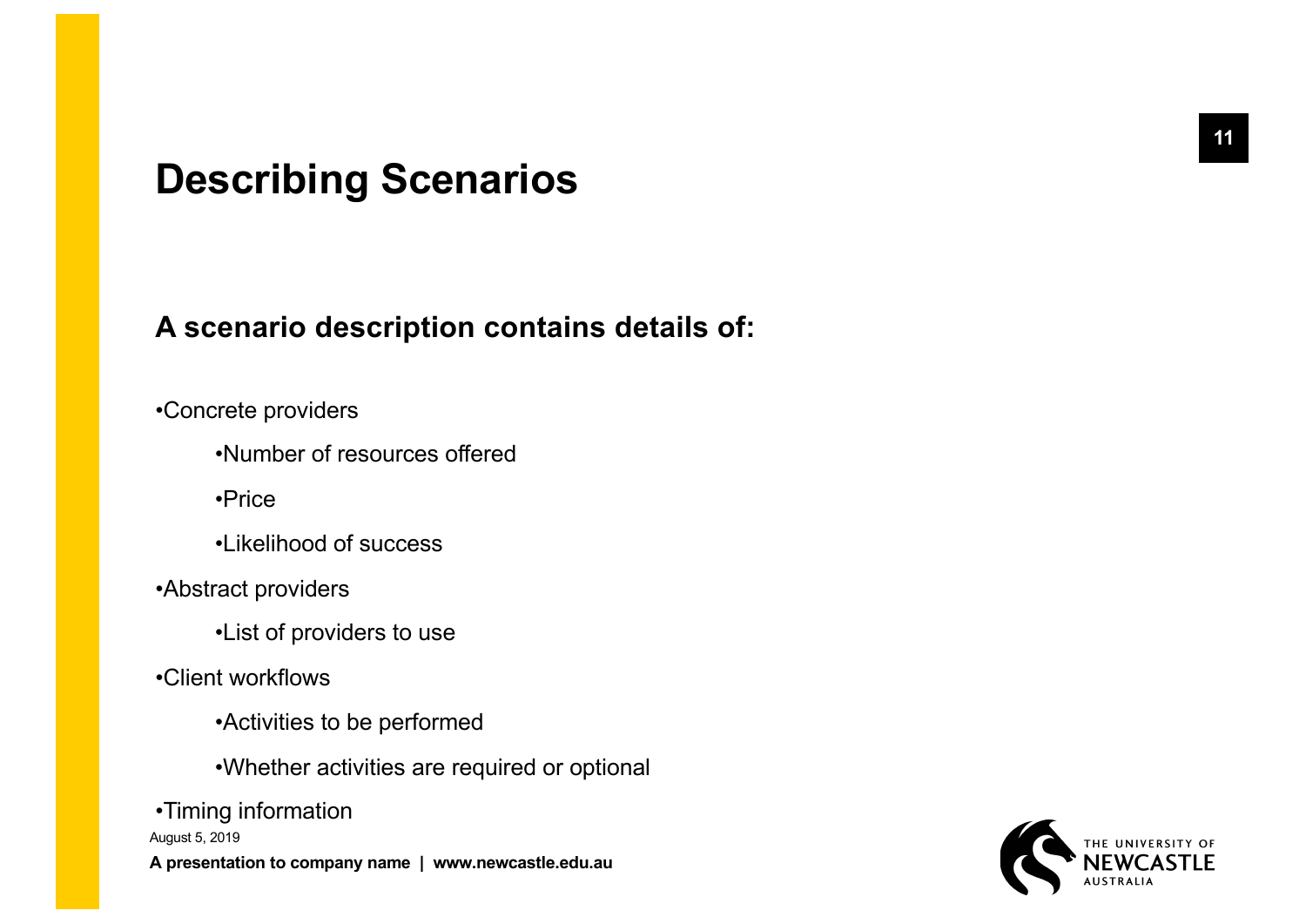# Describing Scenarios

## A scenario description contains details of:

- Concrete providers
  - Number of resources offered
  - Price
  - Likelihood of success
- Abstract providers
  - List of providers to use
- Client workflows
  - Activities to be performed
  - Whether activities are required or optional
- Timing information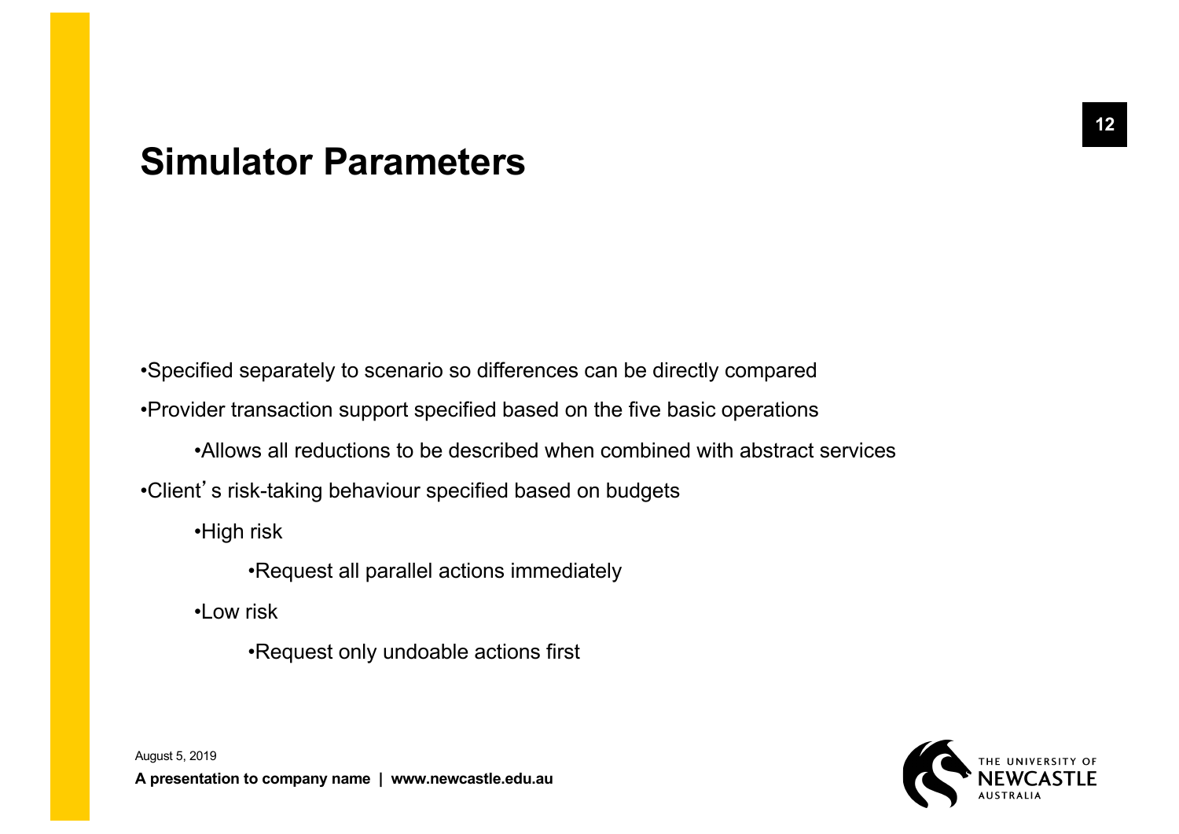## Simulator Parameters

- Specified separately to scenario so differences can be directly compared
- Provider transaction support specified based on the five basic operations
  - Allows all reductions to be described when combined with abstract services
- Client's risk-taking behaviour specified based on budgets
  - High risk
    - Request all parallel actions immediately
  - Low risk
    - Request only undoable actions first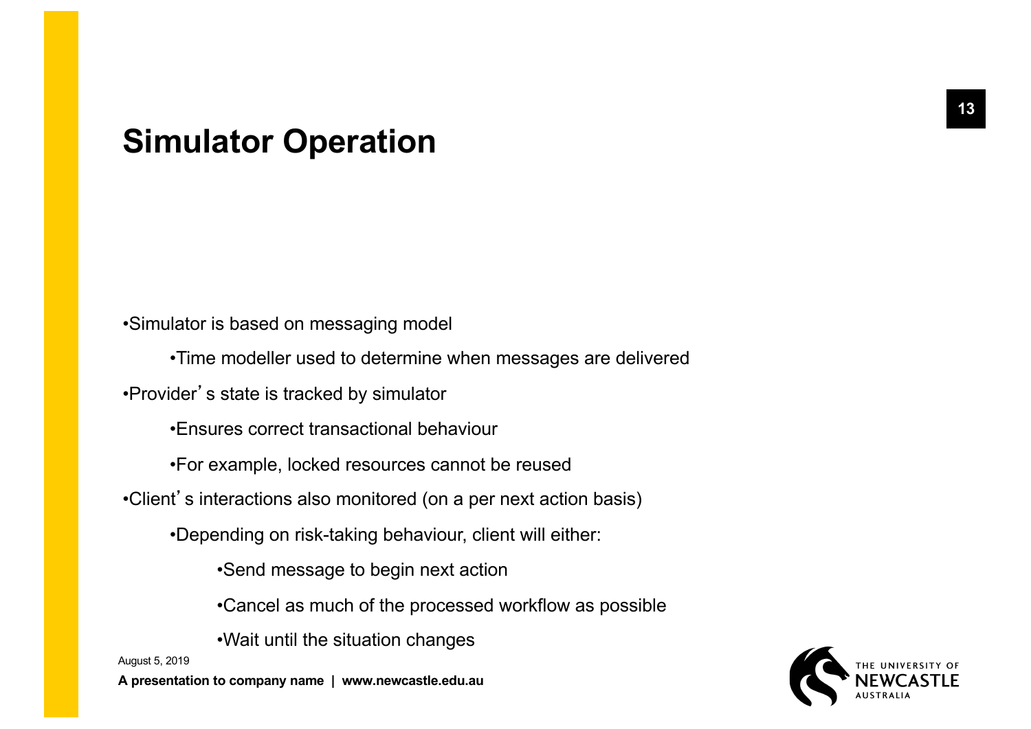## Simulator Operation

- Simulator is based on messaging model
  - Time modeller used to determine when messages are delivered
- Provider's state is tracked by simulator
  - Ensures correct transactional behaviour
  - For example, locked resources cannot be reused
- Client's interactions also monitored (on a per next action basis)
  - Depending on risk-taking behaviour, client will either:
    - Send message to begin next action
    - Cancel as much of the processed workflow as possible
    - Wait until the situation changes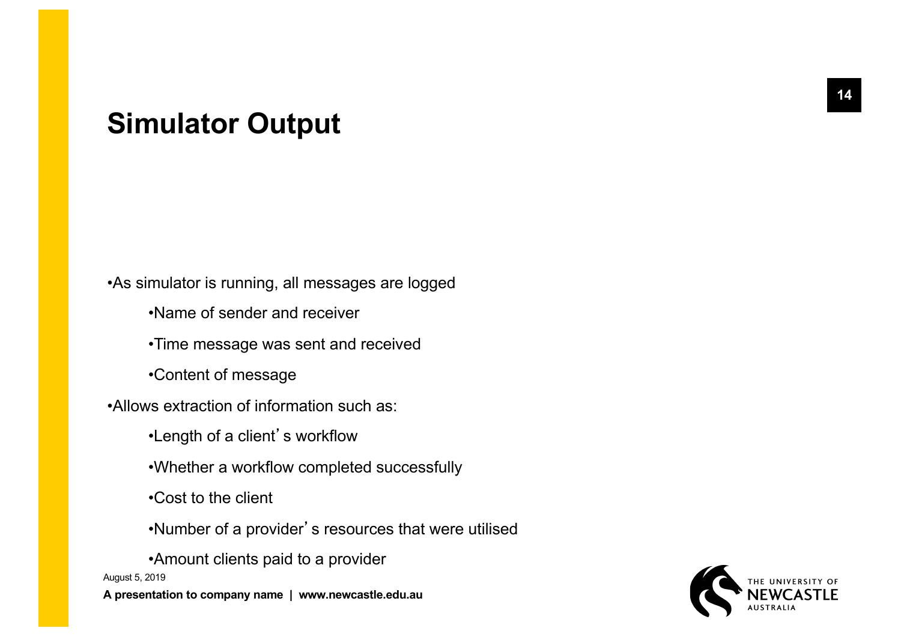# Simulator Output

- As simulator is running, all messages are logged
  - Name of sender and receiver
  - Time message was sent and received
  - Content of message
- Allows extraction of information such as:
  - Length of a client's workflow
  - Whether a workflow completed successfully
  - Cost to the client
  - Number of a provider's resources that were utilised
  - Amount clients paid to a provider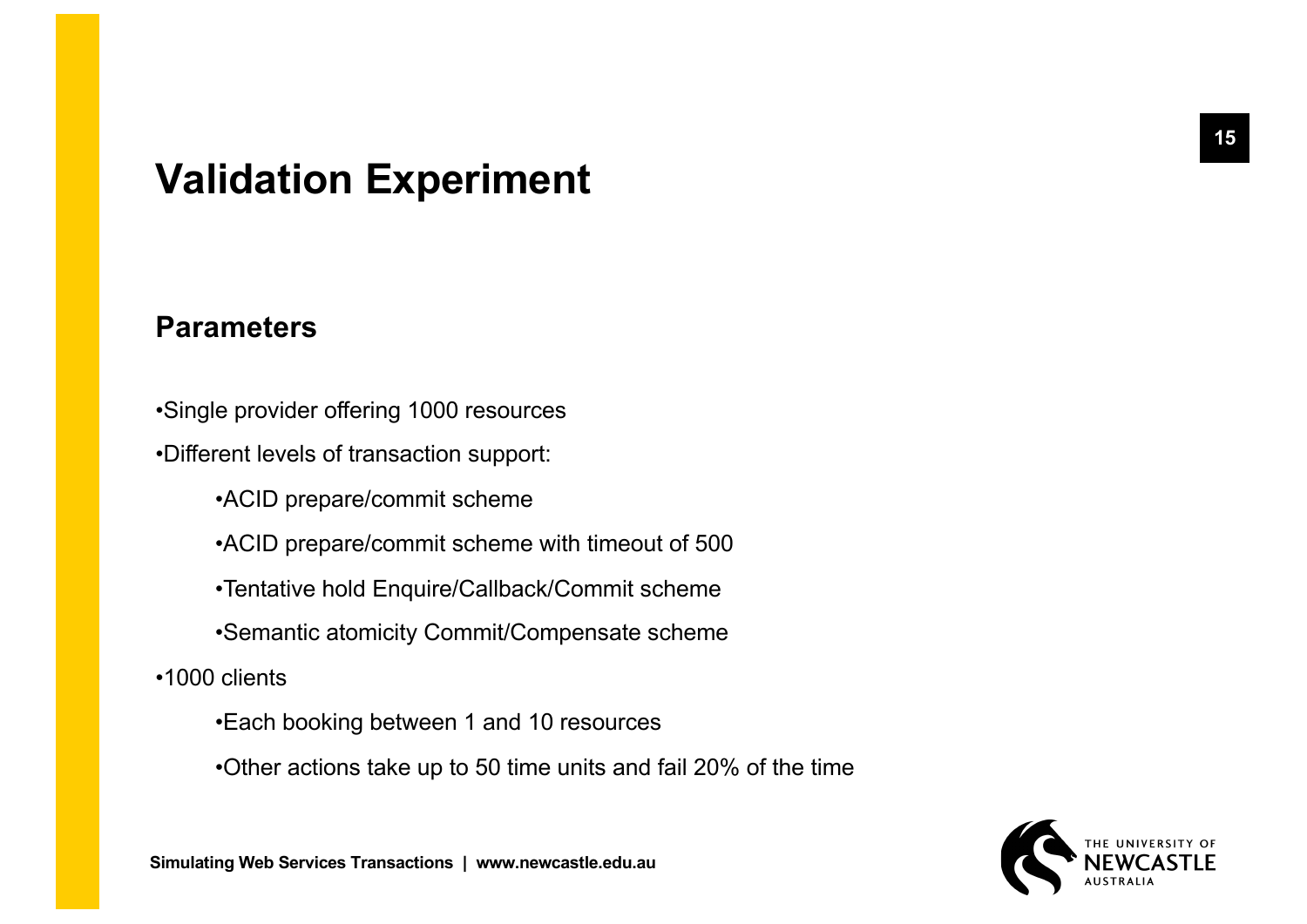# Validation Experiment

## Parameters

- Single provider offering 1000 resources
- Different levels of transaction support:
    - ACID prepare/commit scheme
    - ACID prepare/commit scheme with timeout of 500
    - Tentative hold Enquire/Callback/Commit scheme
    - Semantic atomicity Commit/Compensate scheme
- 1000 clients
    - Each booking between 1 and 10 resources
    - Other actions take up to 50 time units and fail 20% of the time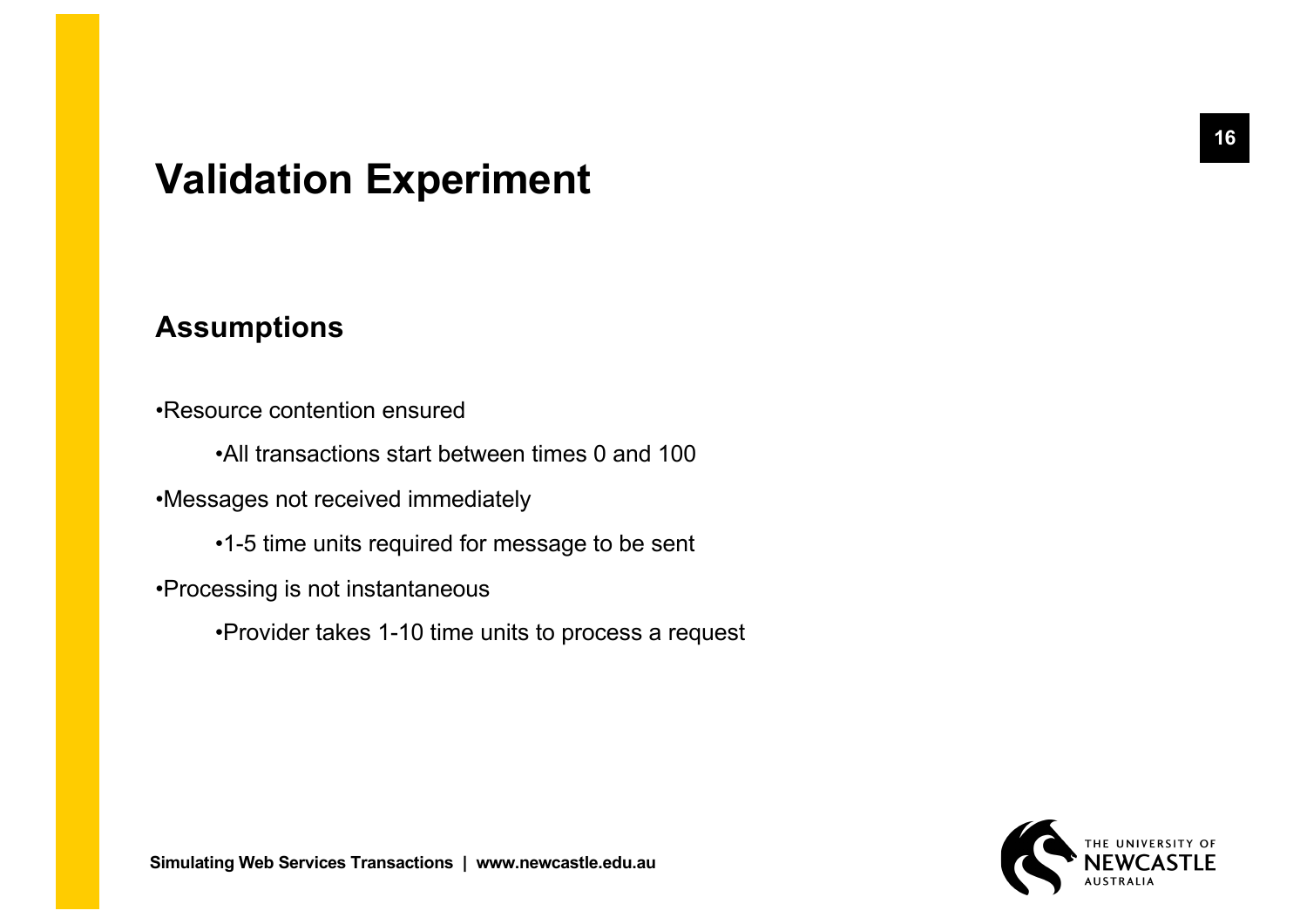# Validation Experiment

## Assumptions

- Resource contention ensured
  - All transactions start between times 0 and 100
- Messages not received immediately
  - 1-5 time units required for message to be sent
- Processing is not instantaneous
  - Provider takes 1-10 time units to process a request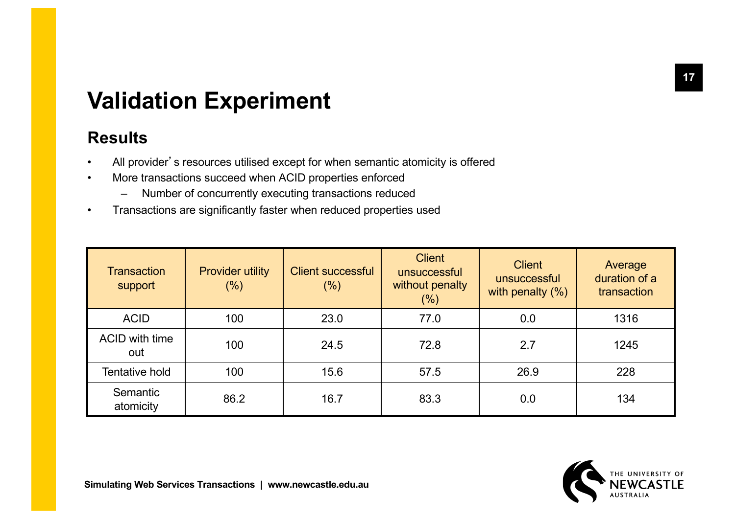# Validation Experiment

## Results

- All provider's resources utilised except for when semantic atomicity is offered
- More transactions succeed when ACID properties enforced
  - Number of concurrently executing transactions reduced
- Transactions are significantly faster when reduced properties used

| Transaction support | Provider utility (%) | Client successful (%) | Client unsuccessful without penalty (%) | Client unsuccessful with penalty (%) | Average duration of a transaction |
|---|---|---|---|---|---|
| ACID | 100 | 23.0 | 77.0 | 0.0 | 1316 |
| ACID with time out | 100 | 24.5 | 72.8 | 2.7 | 1245 |
| Tentative hold | 100 | 15.6 | 57.5 | 26.9 | 228 |
| Semantic atomicity | 86.2 | 16.7 | 83.3 | 0.0 | 134 |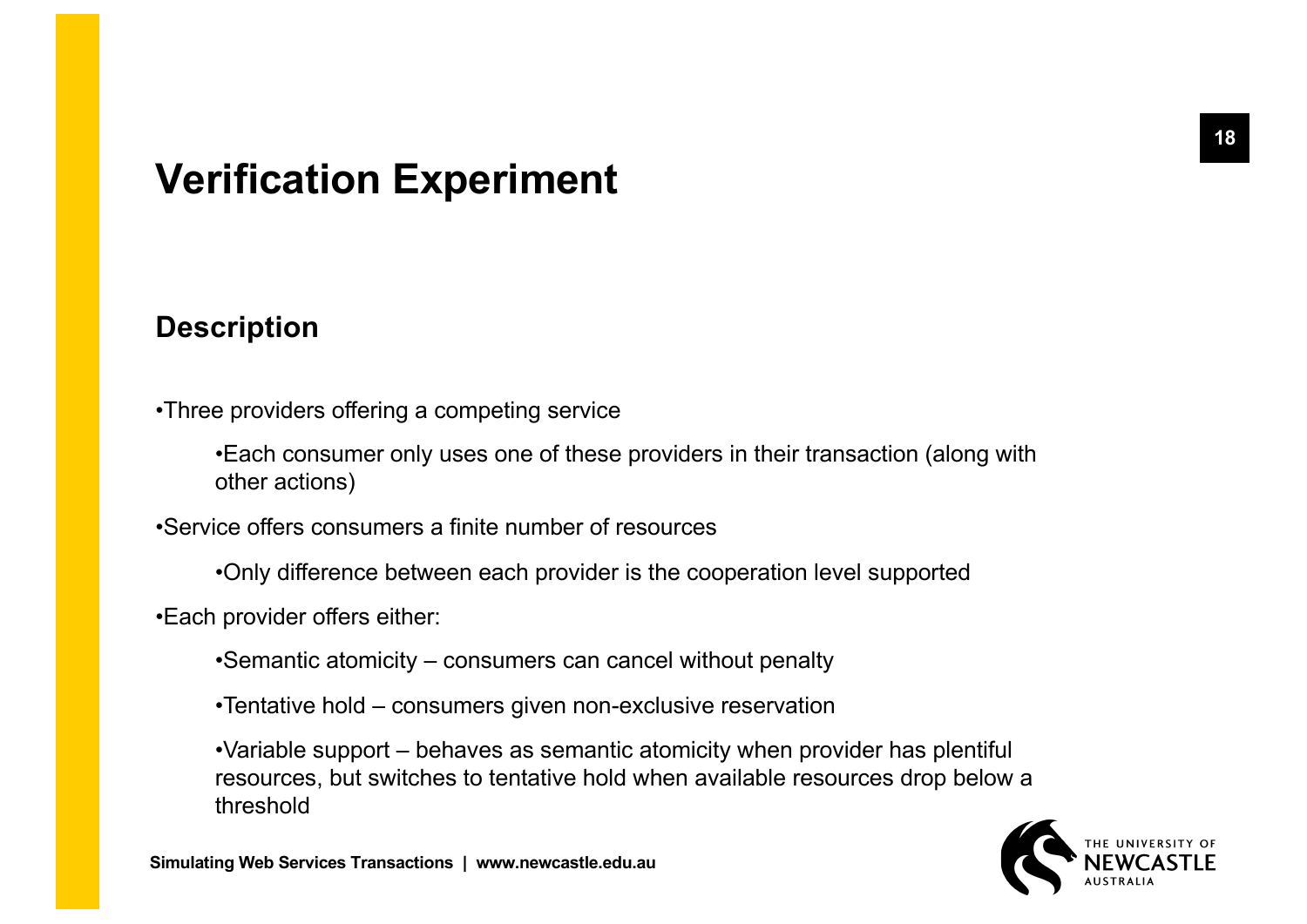# Verification Experiment

## Description

- Three providers offering a competing service
    - Each consumer only uses one of these providers in their transaction (along with other actions)
- Service offers consumers a finite number of resources
    - Only difference between each provider is the cooperation level supported
- Each provider offers either:
    - Semantic atomicity – consumers can cancel without penalty
    - Tentative hold – consumers given non-exclusive reservation
    - Variable support – behaves as semantic atomicity when provider has plentiful resources, but switches to tentative hold when available resources drop below a threshold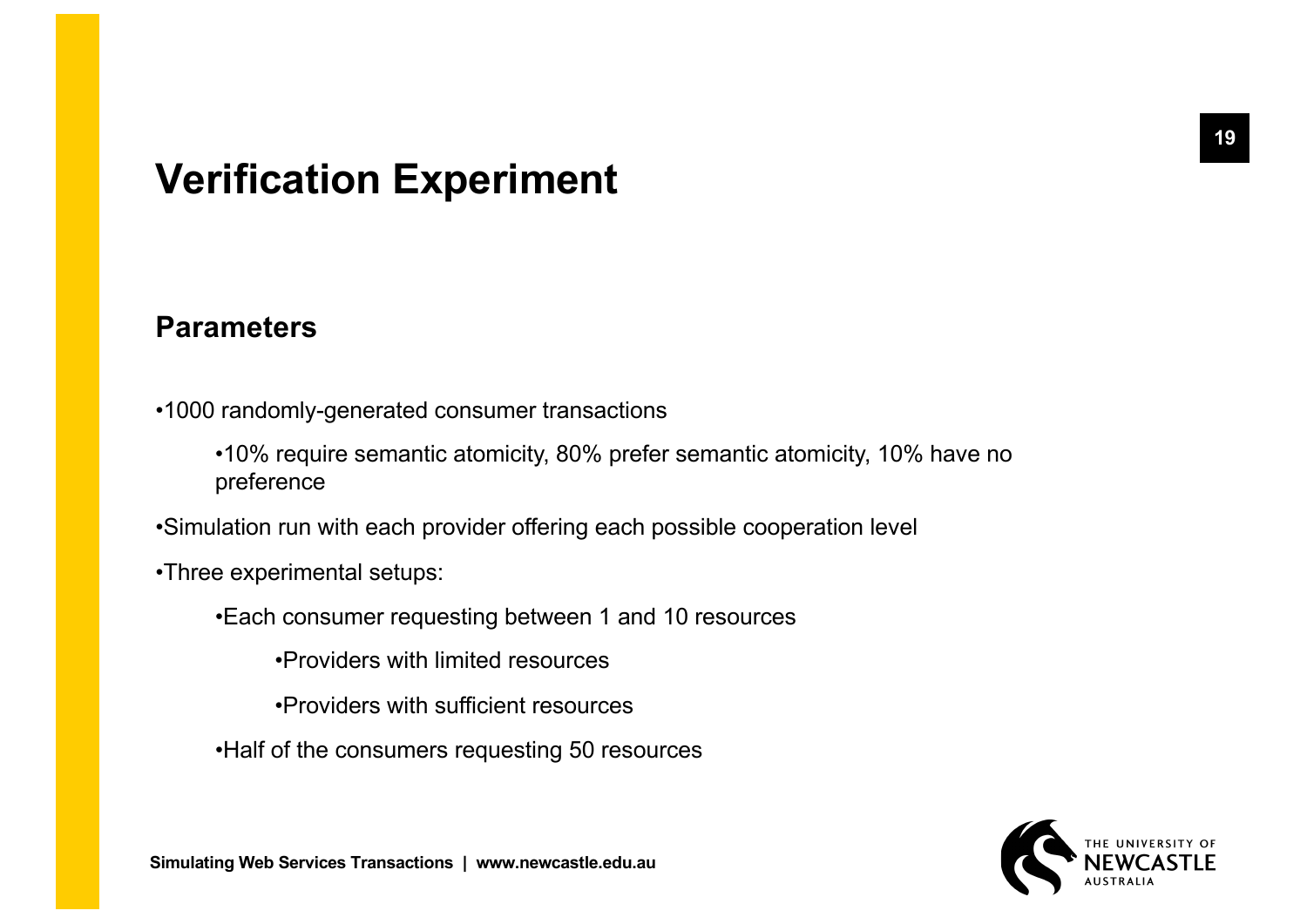# Verification Experiment

## Parameters

- 1000 randomly-generated consumer transactions
  - 10% require semantic atomicity, 80% prefer semantic atomicity, 10% have no preference
- Simulation run with each provider offering each possible cooperation level
- Three experimental setups:
  - Each consumer requesting between 1 and 10 resources
    - Providers with limited resources
    - Providers with sufficient resources
  - Half of the consumers requesting 50 resources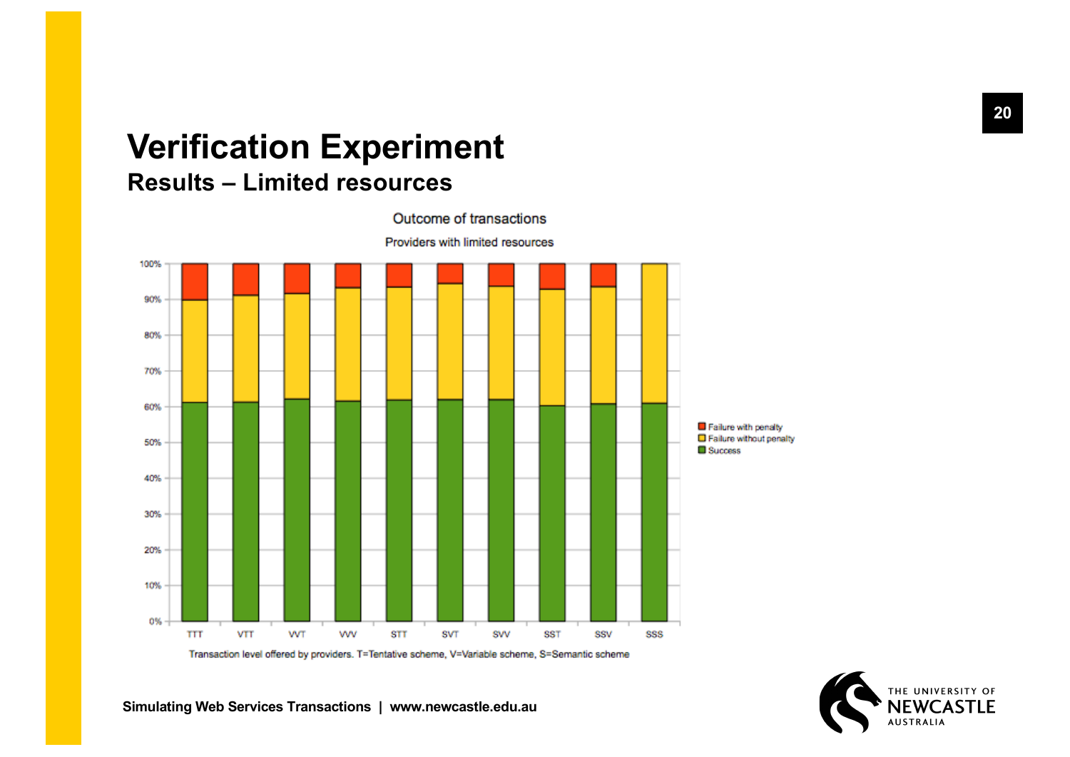# Verification Experiment

## Results – Limited resources

Outcome of transactions

Providers with limited resources

Transaction level offered by providers. T=Tentative scheme, V=Variable scheme, S=Semantic scheme

- Failure with penalty
- Failure without penalty
- Success

| | TTT | VTT | VVT | VVV | STT | SVT | SVV | SST | SSV | SSS |
|---|---|---|---|---|---|---|---|---|---|---|

Simulating Web Services Transactions | www.newcastle.edu.au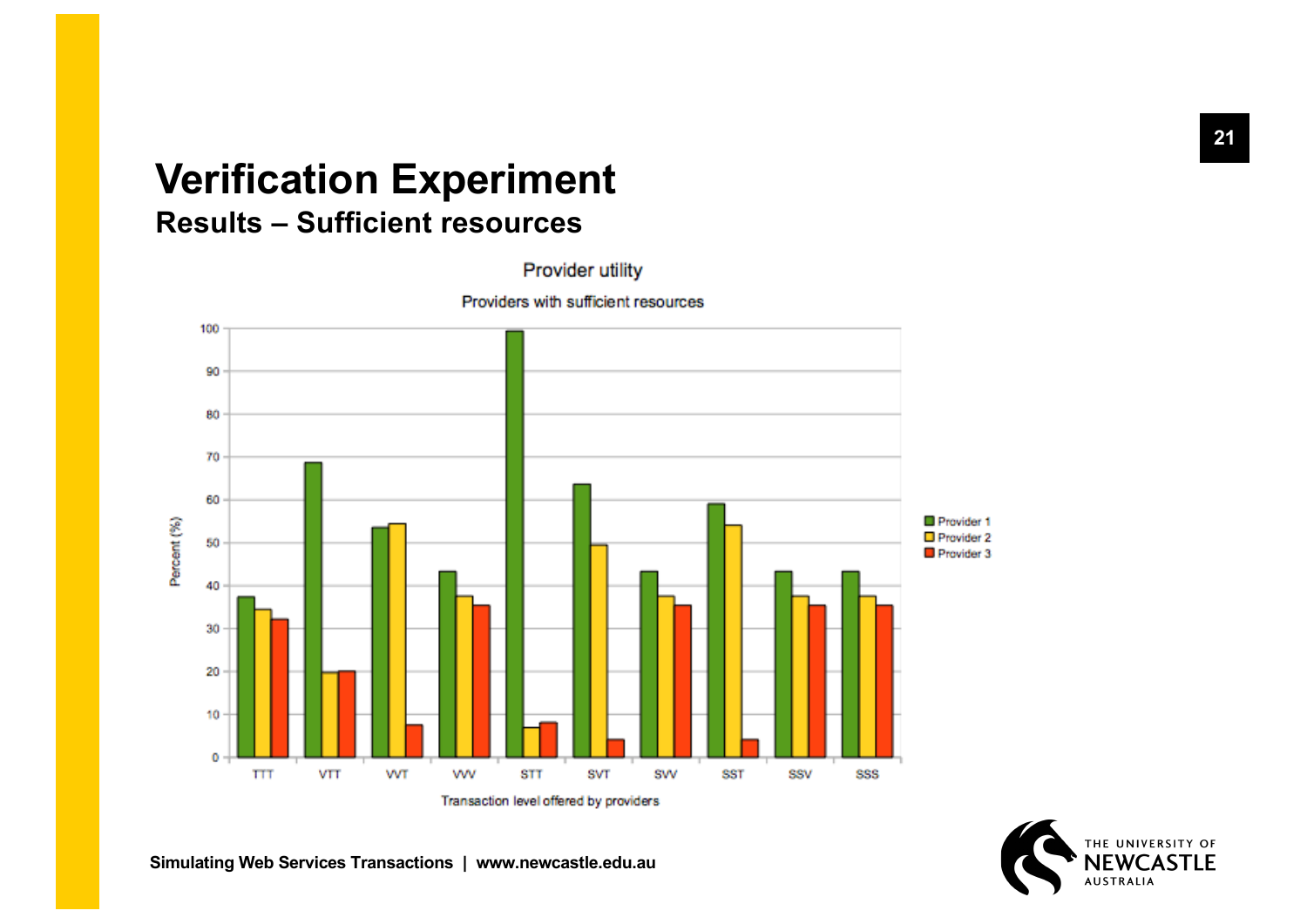# Verification Experiment

## Results – Sufficient resources

Provider utility

Providers with sufficient resources

Percent (%)

Transaction level offered by providers

Provider 1
Provider 2
Provider 3

TTT VTT VVT VVV STT SVT SVV SST SSV SSS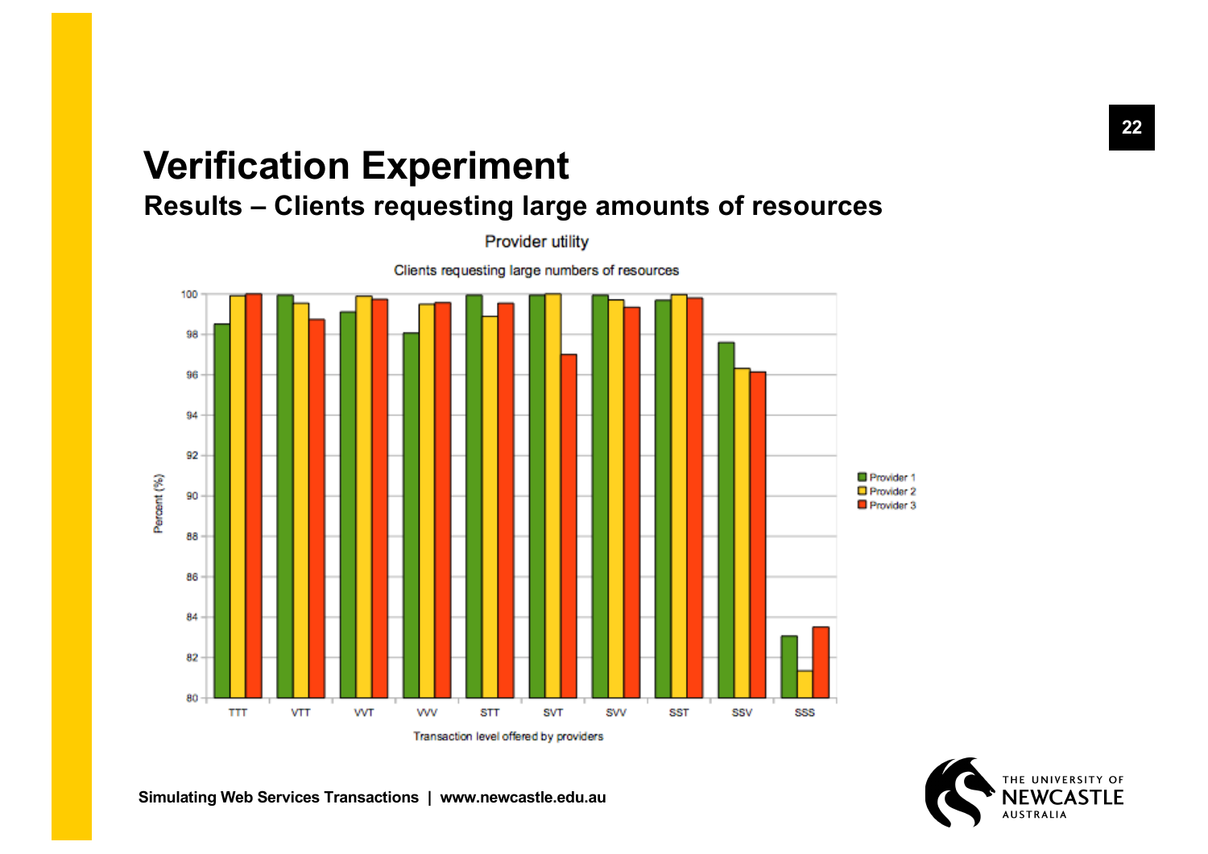# Verification Experiment

## Results – Clients requesting large amounts of resources

Provider utility

Clients requesting large numbers of resources

Percent (%)

Transaction level offered by providers

TTT VTT VVT VVV STT SVT SVV SST SSV SSS

Provider 1
Provider 2
Provider 3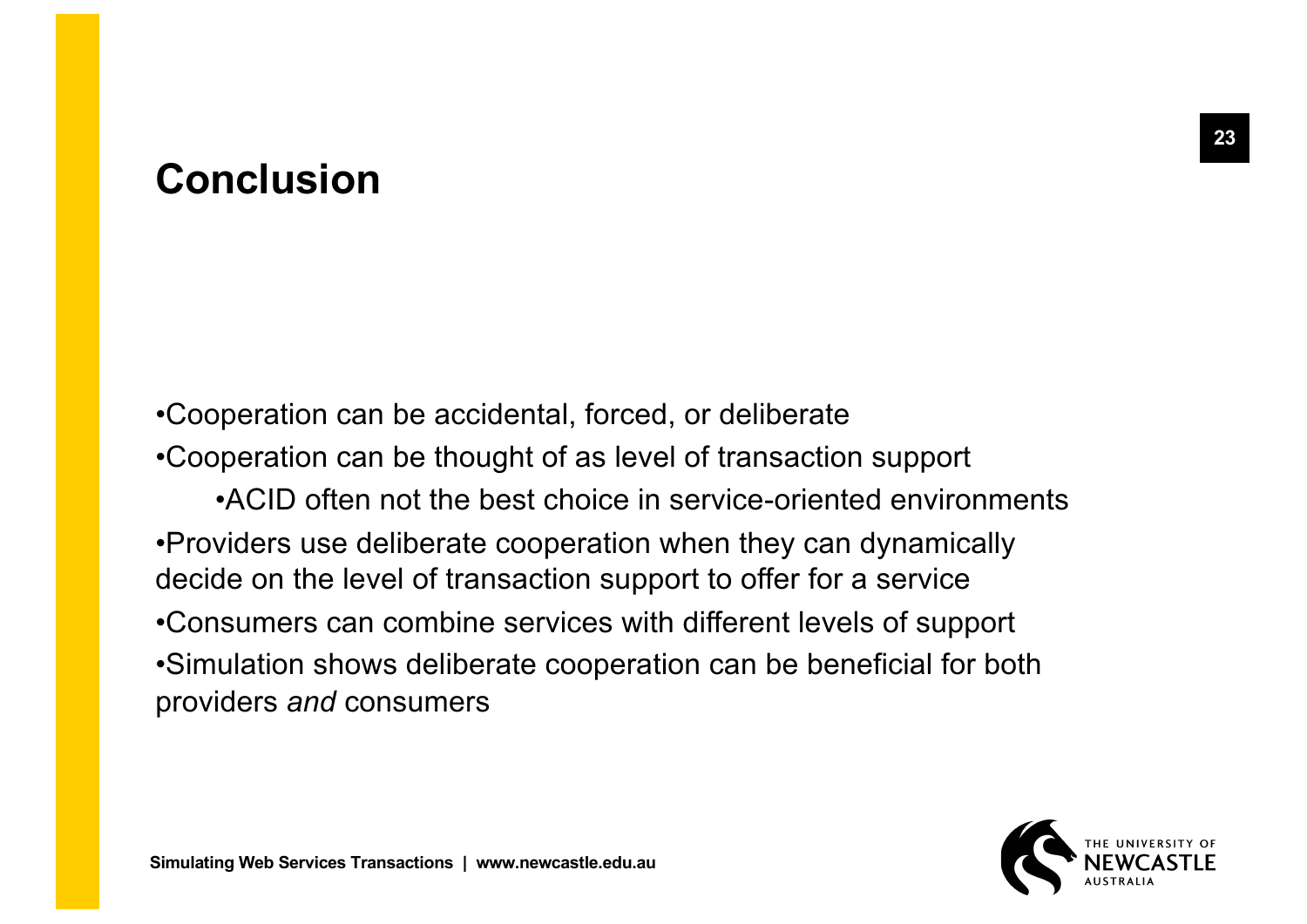# Conclusion

- Cooperation can be accidental, forced, or deliberate
- Cooperation can be thought of as level of transaction support
    - ACID often not the best choice in service-oriented environments
- Providers use deliberate cooperation when they can dynamically decide on the level of transaction support to offer for a service
- Consumers can combine services with different levels of support
- Simulation shows deliberate cooperation can be beneficial for both providers *and* consumers